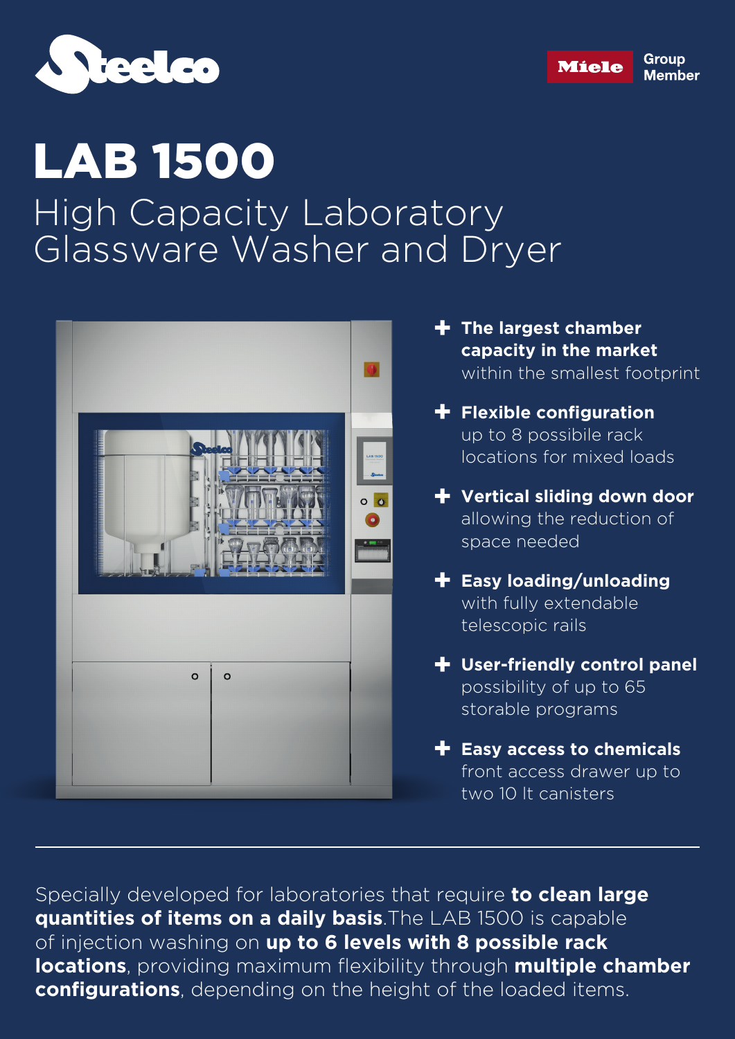Steelco

Miele Group Member

# LAB 1500

## High Capacity Laboratory Glassware Washer and Dryer

- **The largest chamber capacity in the market** within the smallest footprint
- **Flexible configuration** up to 8 possibile rack locations for mixed loads
- **Vertical sliding down door** allowing the reduction of space needed
- **Easy loading/unloading** with fully extendable telescopic rails
- **User-friendly control panel** possibility of up to 65 storable programs
- **Easy access to chemicals** front access drawer up to two 10 lt canisters

---

Specially developed for laboratories that require **to clean large quantities of items on a daily basis**.The LAB 1500 is capable of injection washing on **up to 6 levels with 8 possible rack locations**, providing maximum flexibility through **multiple chamber configurations**, depending on the height of the loaded items.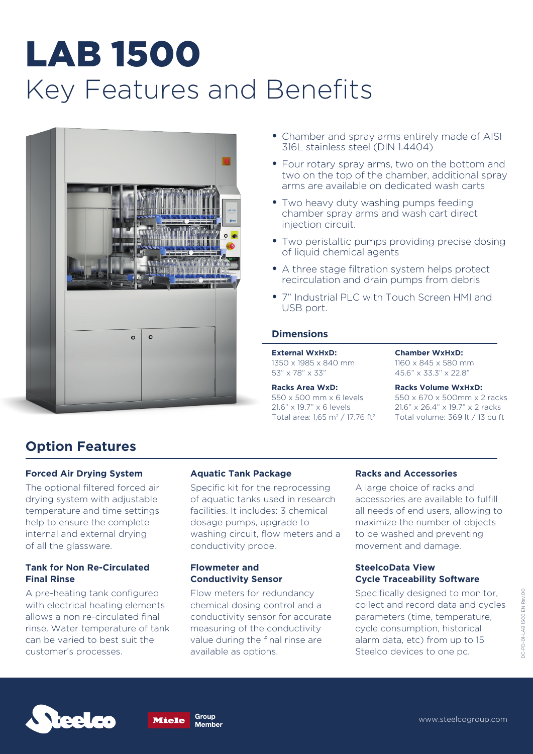# LAB 1500

## Key Features and Benefits

- Chamber and spray arms entirely made of AISI 316L stainless steel (DIN 1.4404)
- Four rotary spray arms, two on the bottom and two on the top of the chamber, additional spray arms are available on dedicated wash carts
- Two heavy duty washing pumps feeding chamber spray arms and wash cart direct injection circuit.
- Two peristaltic pumps providing precise dosing of liquid chemical agents
- A three stage filtration system helps protect recirculation and drain pumps from debris
- 7" Industrial PLC with Touch Screen HMI and USB port.

### Dimensions

**External WxHxD:**
1350 x 1985 x 840 mm
53" x 78" x 33"

**Chamber WxHxD:**
1160 x 845 x 580 mm
45.6" x 33.3" x 22.8"

**Racks Area WxD:**
550 x 500 mm x 6 levels
21.6" x 19.7" x 6 levels
Total area: 1,65 $m^2$ / 17.76 $ft^2$

**Racks Volume WxHxD:**
550 x 670 x 500mm x 2 racks
21.6" x 26.4" x 19.7" x 2 racks
Total volume: 369 lt / 13 cu ft

## Option Features

### Forced Air Drying System

The optional filtered forced air drying system with adjustable temperature and time settings help to ensure the complete internal and external drying of all the glassware.

### Tank for Non Re-Circulated Final Rinse

A pre-heating tank configured with electrical heating elements allows a non re-circulated final rinse. Water temperature of tank can be varied to best suit the customer's processes.

### Aquatic Tank Package

Specific kit for the reprocessing of aquatic tanks used in research facilities. It includes: 3 chemical dosage pumps, upgrade to washing circuit, flow meters and a conductivity probe.

### Flowmeter and Conductivity Sensor

Flow meters for redundancy chemical dosing control and a conductivity sensor for accurate measuring of the conductivity value during the final rinse are available as options.

### Racks and Accessories

A large choice of racks and accessories are available to fulfill all needs of end users, allowing to maximize the number of objects to be washed and preventing movement and damage.

### SteelcoData View Cycle Traceability Software

Specifically designed to monitor, collect and record data and cycles parameters (time, temperature, cycle consumption, historical alarm data, etc) from up to 15 Steelco devices to one pc.

DC-PD-01-LAB 1500 EN Rev.00

Steelco

Miele Group Member

www.steelcogroup.com